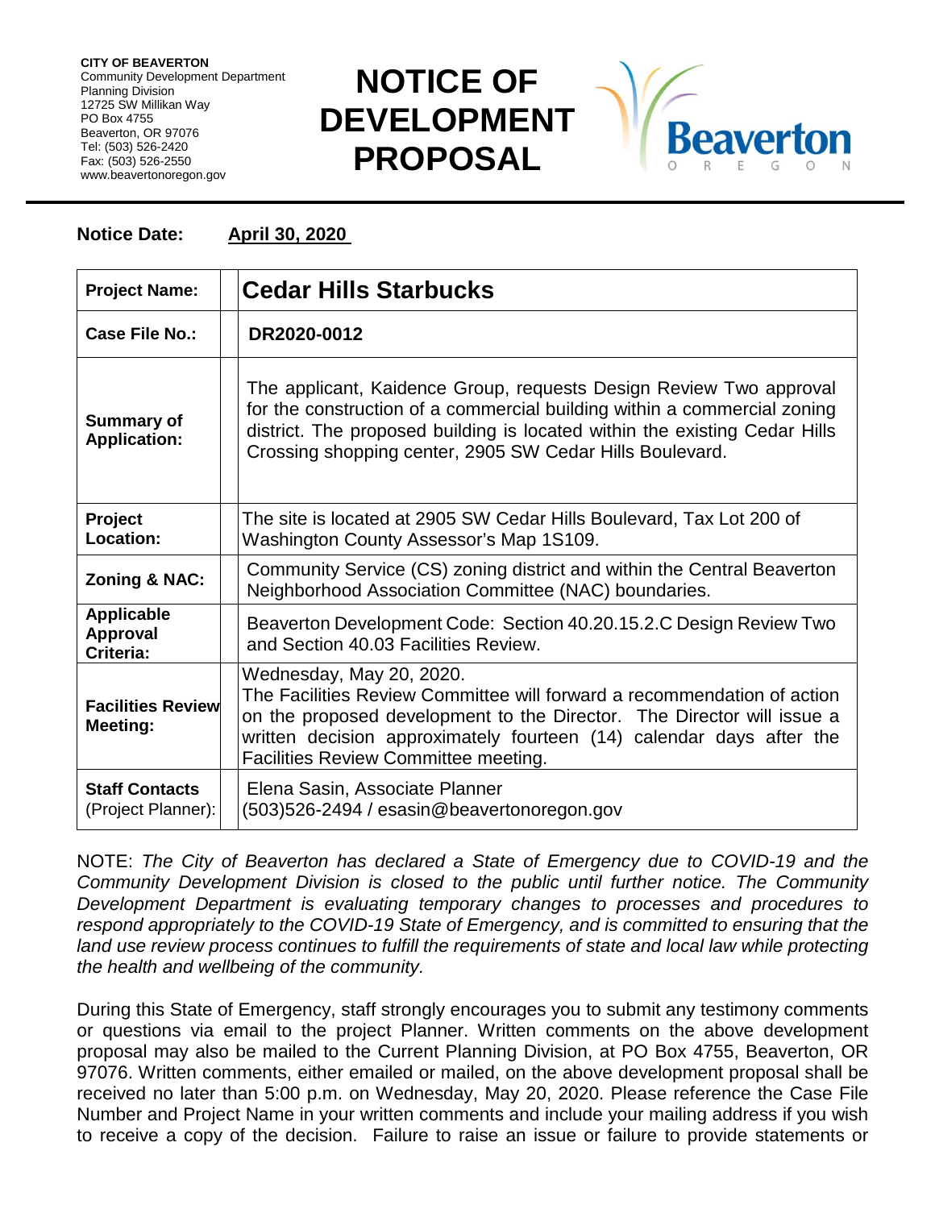**CITY OF BEAVERTON**
Community Development Department
Planning Division
12725 SW Millikan Way
PO Box 4755
Beaverton, OR 97076
Tel: (503) 526-2420
Fax: (503) 526-2550
www.beavertonoregon.gov

# NOTICE OF DEVELOPMENT PROPOSAL

Beaverton OREGON

**Notice Date:** **April 30, 2020**

| | |
|---|---|
| **Project Name:** | **Cedar Hills Starbucks** |
| **Case File No.:** | **DR2020-0012** |
| **Summary of Application:** | The applicant, Kaidence Group, requests Design Review Two approval for the construction of a commercial building within a commercial zoning district. The proposed building is located within the existing Cedar Hills Crossing shopping center, 2905 SW Cedar Hills Boulevard. |
| **Project Location:** | The site is located at 2905 SW Cedar Hills Boulevard, Tax Lot 200 of Washington County Assessor's Map 1S109. |
| **Zoning & NAC:** | Community Service (CS) zoning district and within the Central Beaverton Neighborhood Association Committee (NAC) boundaries. |
| **Applicable Approval Criteria:** | Beaverton Development Code: Section 40.20.15.2.C Design Review Two and Section 40.03 Facilities Review. |
| **Facilities Review Meeting:** | Wednesday, May 20, 2020. The Facilities Review Committee will forward a recommendation of action on the proposed development to the Director. The Director will issue a written decision approximately fourteen (14) calendar days after the Facilities Review Committee meeting. |
| **Staff Contacts** (Project Planner): | Elena Sasin, Associate Planner (503)526-2494 / esasin@beavertonoregon.gov |

NOTE: *The City of Beaverton has declared a State of Emergency due to COVID-19 and the Community Development Division is closed to the public until further notice. The Community Development Department is evaluating temporary changes to processes and procedures to respond appropriately to the COVID-19 State of Emergency, and is committed to ensuring that the land use review process continues to fulfill the requirements of state and local law while protecting the health and wellbeing of the community.*

During this State of Emergency, staff strongly encourages you to submit any testimony comments or questions via email to the project Planner. Written comments on the above development proposal may also be mailed to the Current Planning Division, at PO Box 4755, Beaverton, OR 97076. Written comments, either emailed or mailed, on the above development proposal shall be received no later than 5:00 p.m. on Wednesday, May 20, 2020. Please reference the Case File Number and Project Name in your written comments and include your mailing address if you wish to receive a copy of the decision. Failure to raise an issue or failure to provide statements or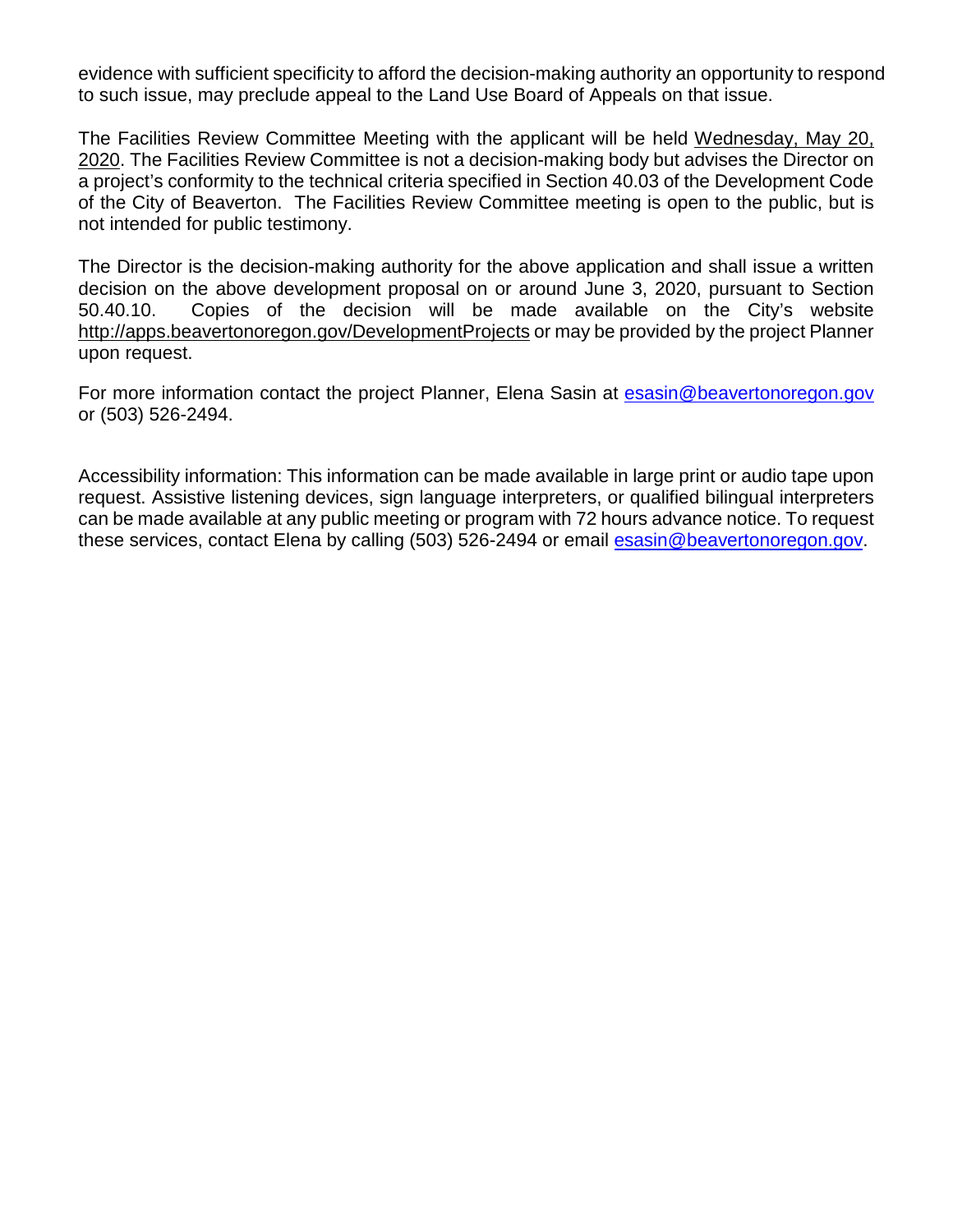evidence with sufficient specificity to afford the decision-making authority an opportunity to respond to such issue, may preclude appeal to the Land Use Board of Appeals on that issue.

The Facilities Review Committee Meeting with the applicant will be held Wednesday, May 20, 2020. The Facilities Review Committee is not a decision-making body but advises the Director on a project's conformity to the technical criteria specified in Section 40.03 of the Development Code of the City of Beaverton. The Facilities Review Committee meeting is open to the public, but is not intended for public testimony.

The Director is the decision-making authority for the above application and shall issue a written decision on the above development proposal on or around June 3, 2020, pursuant to Section 50.40.10. Copies of the decision will be made available on the City's website http://apps.beavertonoregon.gov/DevelopmentProjects or may be provided by the project Planner upon request.

For more information contact the project Planner, Elena Sasin at esasin@beavertonoregon.gov or (503) 526-2494.

Accessibility information: This information can be made available in large print or audio tape upon request. Assistive listening devices, sign language interpreters, or qualified bilingual interpreters can be made available at any public meeting or program with 72 hours advance notice. To request these services, contact Elena by calling (503) 526-2494 or email esasin@beavertonoregon.gov.